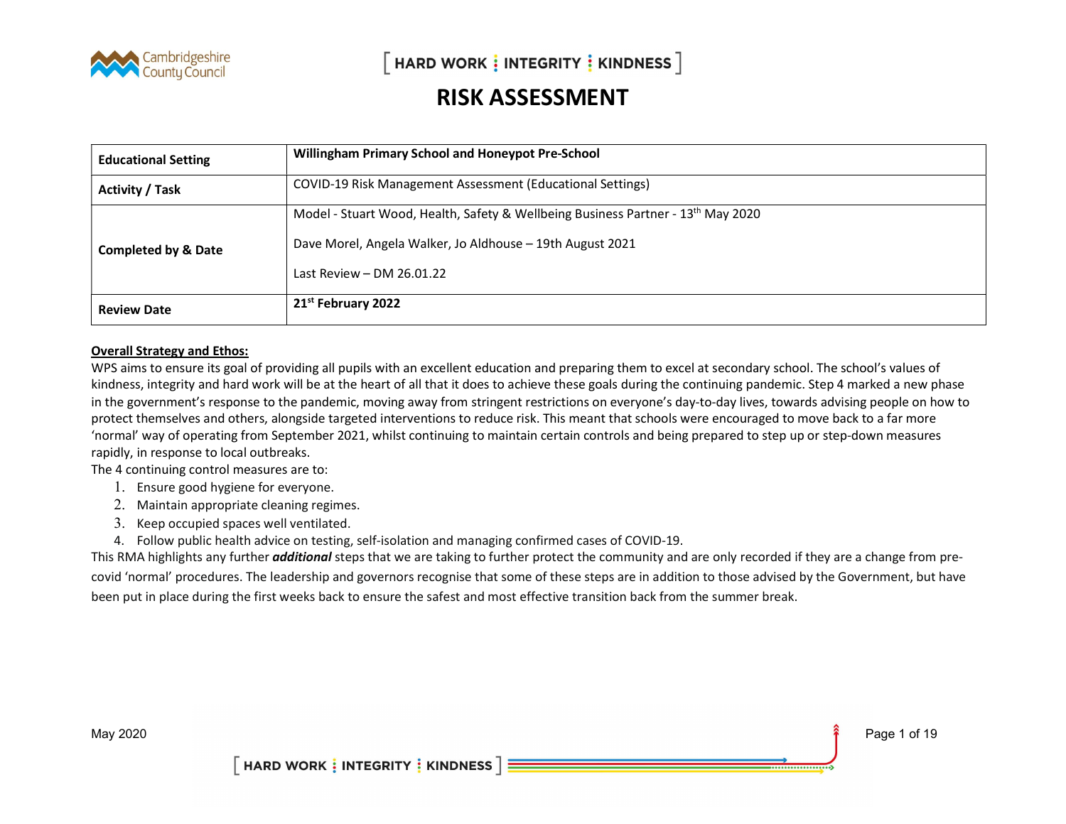# RISK ASSESSMENT

| **Educational Setting** | **Willingham Primary School and Honeypot Pre-School** |
|---|---|
| **Activity / Task** | COVID-19 Risk Management Assessment (Educational Settings) |
| **Completed by & Date** | Model - Stuart Wood, Health, Safety & Wellbeing Business Partner - 13th May 2020<br><br>Dave Morel, Angela Walker, Jo Aldhouse – 19th August 2021<br><br>Last Review – DM 26.01.22 |
| **Review Date** | **21st February 2022** |

**<u>Overall Strategy and Ethos:</u>**

WPS aims to ensure its goal of providing all pupils with an excellent education and preparing them to excel at secondary school. The school's values of kindness, integrity and hard work will be at the heart of all that it does to achieve these goals during the continuing pandemic. Step 4 marked a new phase in the government's response to the pandemic, moving away from stringent restrictions on everyone's day-to-day lives, towards advising people on how to protect themselves and others, alongside targeted interventions to reduce risk. This meant that schools were encouraged to move back to a far more 'normal' way of operating from September 2021, whilst continuing to maintain certain controls and being prepared to step up or step-down measures rapidly, in response to local outbreaks.

The 4 continuing control measures are to:

1. Ensure good hygiene for everyone.
2. Maintain appropriate cleaning regimes.
3. Keep occupied spaces well ventilated.
4. Follow public health advice on testing, self-isolation and managing confirmed cases of COVID-19.

This RMA highlights any further ***additional*** steps that we are taking to further protect the community and are only recorded if they are a change from pre-covid 'normal' procedures. The leadership and governors recognise that some of these steps are in addition to those advised by the Government, but have been put in place during the first weeks back to ensure the safest and most effective transition back from the summer break.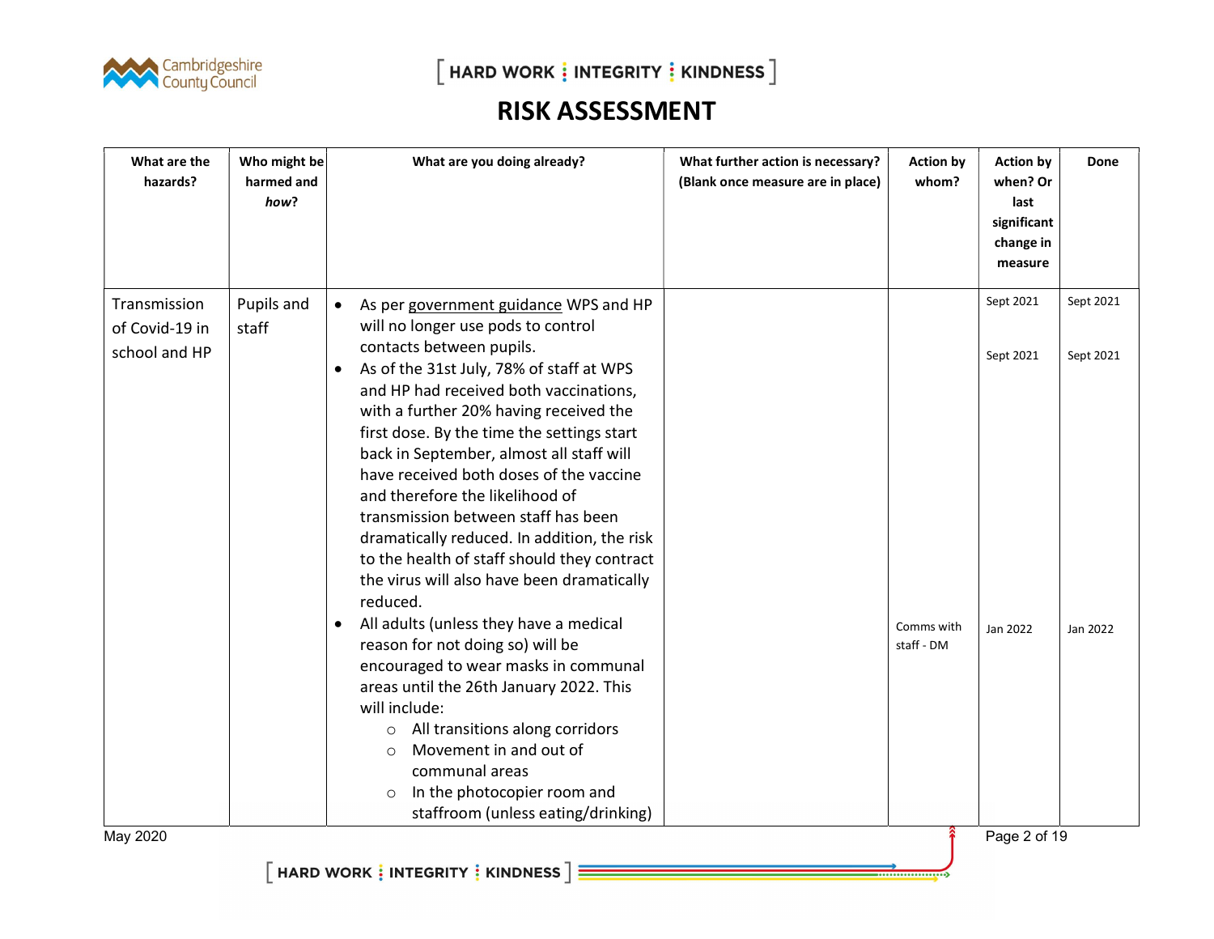# RISK ASSESSMENT

| What are the hazards? | Who might be harmed and *how*? | What are you doing already? | What further action is necessary? (Blank once measure are in place) | Action by whom? | Action by when? Or last significant change in measure | Done |
|---|---|---|---|---|---|---|
| Transmission of Covid-19 in school and HP | Pupils and staff | • As per government guidance WPS and HP will no longer use pods to control contacts between pupils.<br>• As of the 31st July, 78% of staff at WPS and HP had received both vaccinations, with a further 20% having received the first dose. By the time the settings start back in September, almost all staff will have received both doses of the vaccine and therefore the likelihood of transmission between staff has been dramatically reduced. In addition, the risk to the health of staff should they contract the virus will also have been dramatically reduced.<br>• All adults (unless they have a medical reason for not doing so) will be encouraged to wear masks in communal areas until the 26th January 2022. This will include:<br>  ○ All transitions along corridors<br>  ○ Movement in and out of communal areas<br>  ○ In the photocopier room and staffroom (unless eating/drinking) | | Comms with staff - DM | Sept 2021<br>Sept 2021<br>Jan 2022 | Sept 2021<br>Sept 2021<br>Jan 2022 |

May 2020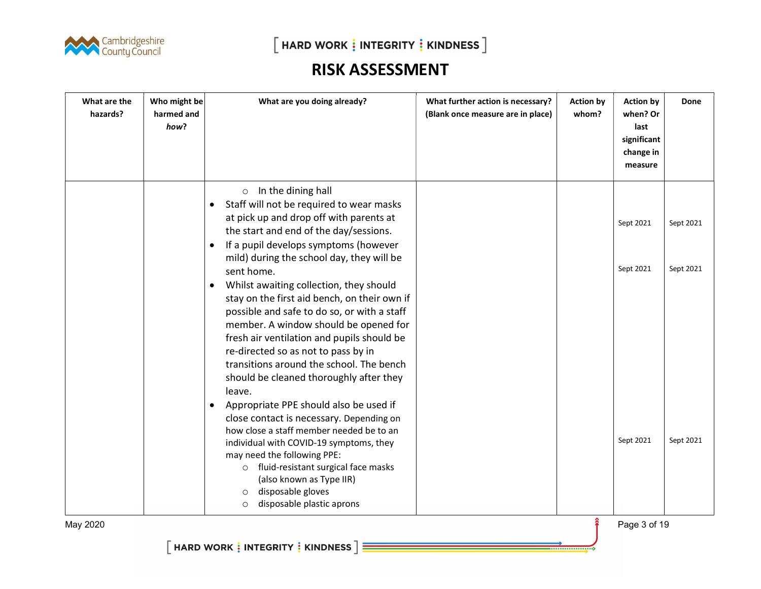# RISK ASSESSMENT

| What are the hazards? | Who might be harmed and *how*? | What are you doing already? | What further action is necessary? (Blank once measure are in place) | Action by whom? | Action by when? Or last significant change in measure | Done |
|---|---|---|---|---|---|---|
| | | ○ In the dining hall<br>• Staff will not be required to wear masks at pick up and drop off with parents at the start and end of the day/sessions.<br>• If a pupil develops symptoms (however mild) during the school day, they will be sent home.<br>• Whilst awaiting collection, they should stay on the first aid bench, on their own if possible and safe to do so, or with a staff member. A window should be opened for fresh air ventilation and pupils should be re-directed so as not to pass by in transitions around the school. The bench should be cleaned thoroughly after they leave.<br>• Appropriate PPE should also be used if close contact is necessary. Depending on how close a staff member needed be to an individual with COVID-19 symptoms, they may need the following PPE:<br>○ fluid-resistant surgical face masks (also known as Type IIR)<br>○ disposable gloves<br>○ disposable plastic aprons | | | Sept 2021<br><br>Sept 2021<br><br>Sept 2021 | Sept 2021<br><br>Sept 2021<br><br>Sept 2021 |

May 2020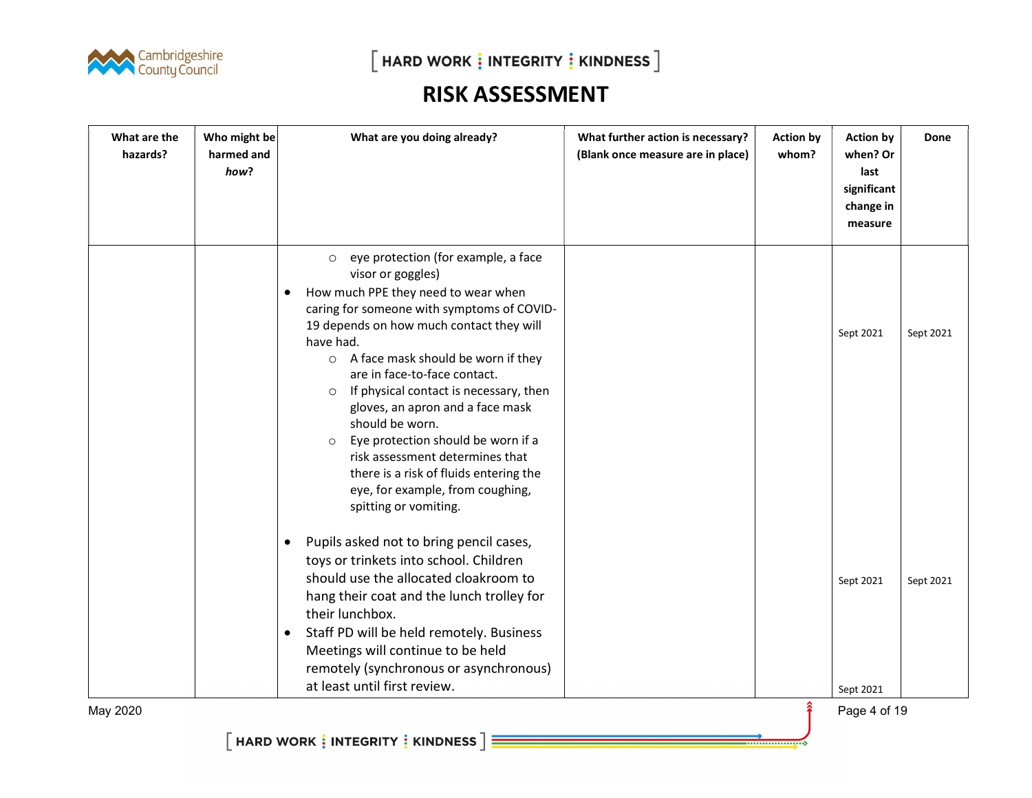# RISK ASSESSMENT

| What are the hazards? | Who might be harmed and *how*? | What are you doing already? | What further action is necessary? (Blank once measure are in place) | Action by whom? | Action by when? Or last significant change in measure | Done |
|---|---|---|---|---|---|---|
| | | ○ eye protection (for example, a face visor or goggles)<br>• How much PPE they need to wear when caring for someone with symptoms of COVID-19 depends on how much contact they will have had.<br>○ A face mask should be worn if they are in face-to-face contact.<br>○ If physical contact is necessary, then gloves, an apron and a face mask should be worn.<br>○ Eye protection should be worn if a risk assessment determines that there is a risk of fluids entering the eye, for example, from coughing, spitting or vomiting. | | | Sept 2021 | Sept 2021 |
| | | • Pupils asked not to bring pencil cases, toys or trinkets into school. Children should use the allocated cloakroom to hang their coat and the lunch trolley for their lunchbox. | | | Sept 2021 | Sept 2021 |
| | | • Staff PD will be held remotely. Business Meetings will continue to be held remotely (synchronous or asynchronous) at least until first review. | | | Sept 2021 | |

May 2020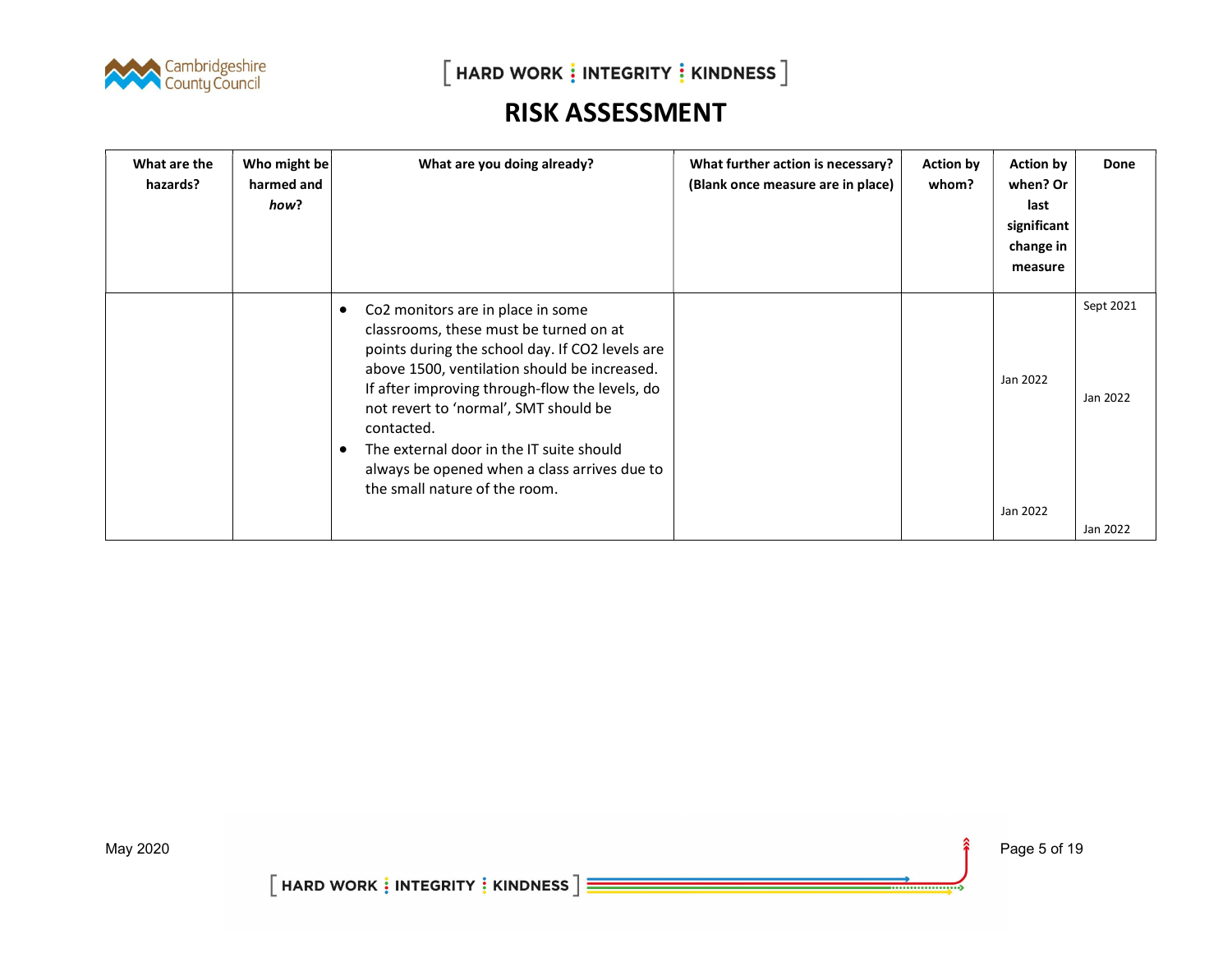# RISK ASSESSMENT

| What are the hazards? | Who might be harmed and *how*? | What are you doing already? | What further action is necessary? (Blank once measure are in place) | Action by whom? | Action by when? Or last significant change in measure | Done |
|---|---|---|---|---|---|---|
| | | • $CO_2$ monitors are in place in some classrooms, these must be turned on at points during the school day. If CO2 levels are above 1500, ventilation should be increased. If after improving through-flow the levels, do not revert to 'normal', SMT should be contacted.<br>• The external door in the IT suite should always be opened when a class arrives due to the small nature of the room. | | | Jan 2022<br><br>Jan 2022 | Sept 2021<br><br>Jan 2022<br><br>Jan 2022 |

May 2020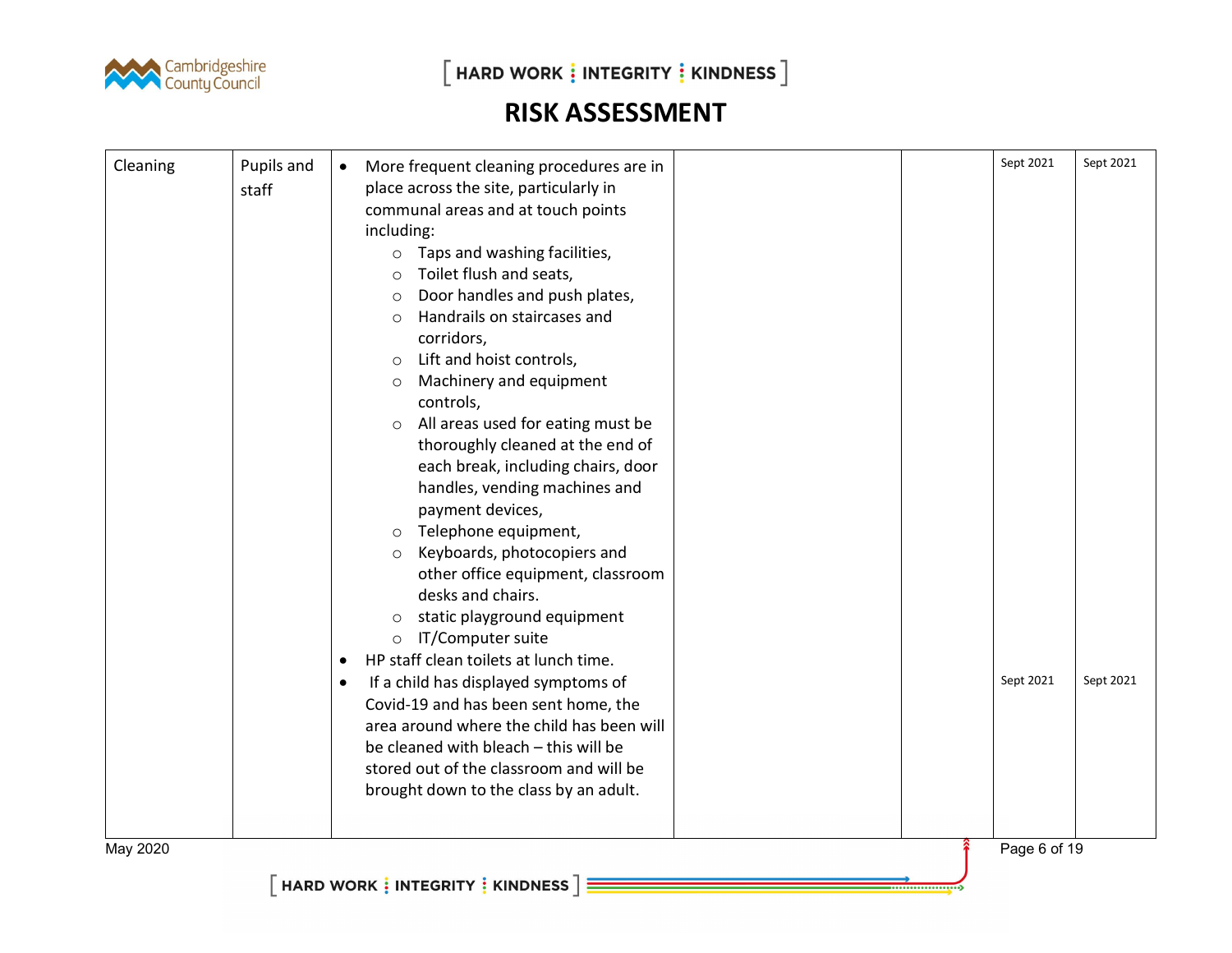# RISK ASSESSMENT

| | | | | | | |
|---|---|---|---|---|---|---|
| Cleaning | Pupils and staff | • More frequent cleaning procedures are in place across the site, particularly in communal areas and at touch points including:<br>○ Taps and washing facilities,<br>○ Toilet flush and seats,<br>○ Door handles and push plates,<br>○ Handrails on staircases and corridors,<br>○ Lift and hoist controls,<br>○ Machinery and equipment controls,<br>○ All areas used for eating must be thoroughly cleaned at the end of each break, including chairs, door handles, vending machines and payment devices,<br>○ Telephone equipment,<br>○ Keyboards, photocopiers and other office equipment, classroom desks and chairs.<br>○ static playground equipment<br>○ IT/Computer suite | | | Sept 2021 | Sept 2021 |
| | | • HP staff clean toilets at lunch time.<br>• If a child has displayed symptoms of Covid-19 and has been sent home, the area around where the child has been will be cleaned with bleach – this will be stored out of the classroom and will be brought down to the class by an adult. | | | Sept 2021 | Sept 2021 |

May 2020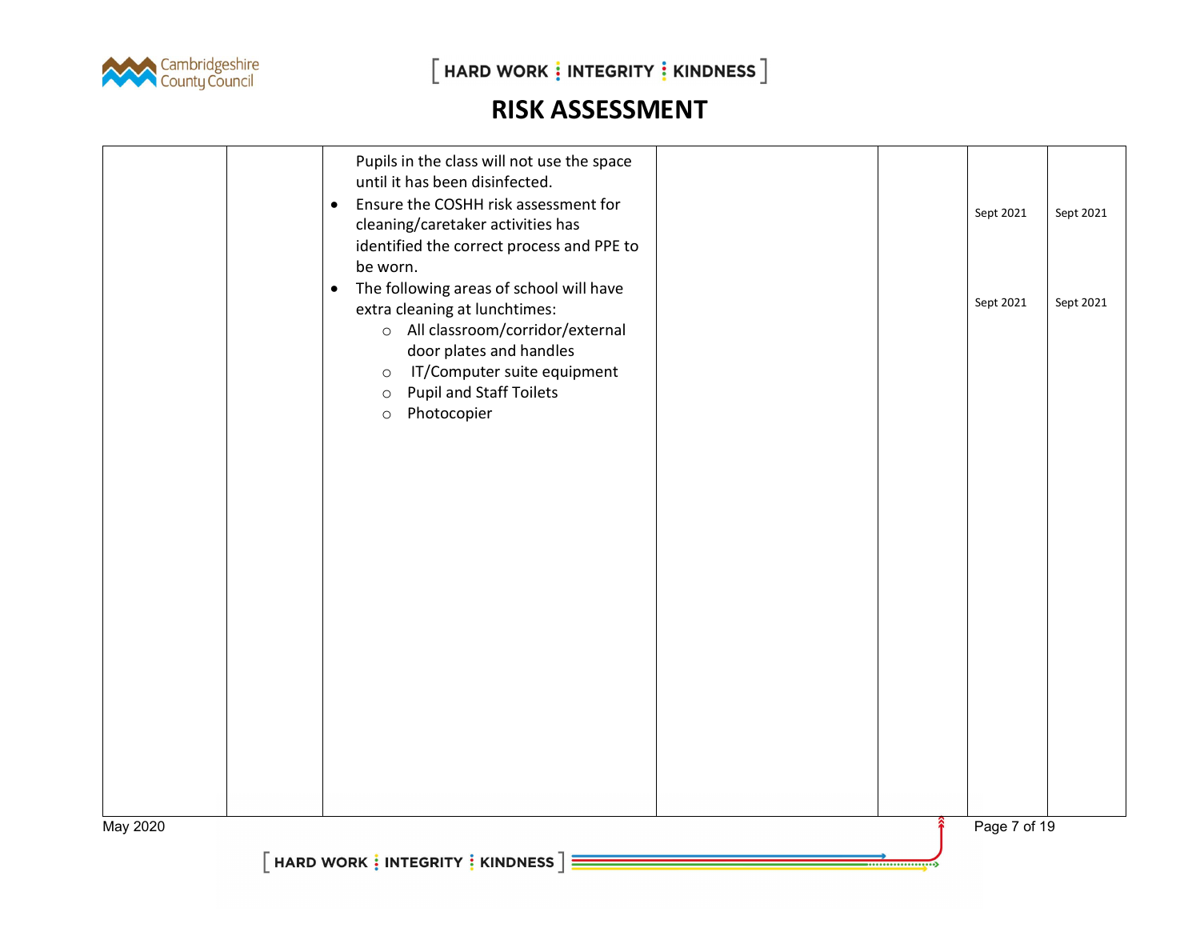# RISK ASSESSMENT

| | | | | | | |
|---|---|---|---|---|---|---|
| | | Pupils in the class will not use the space until it has been disinfected.<br>• Ensure the COSHH risk assessment for cleaning/caretaker activities has identified the correct process and PPE to be worn.<br>• The following areas of school will have extra cleaning at lunchtimes:<br>  ○ All classroom/corridor/external door plates and handles<br>  ○ IT/Computer suite equipment<br>  ○ Pupil and Staff Toilets<br>  ○ Photocopier | | | Sept 2021<br><br>Sept 2021 | Sept 2021<br><br>Sept 2021 |

May 2020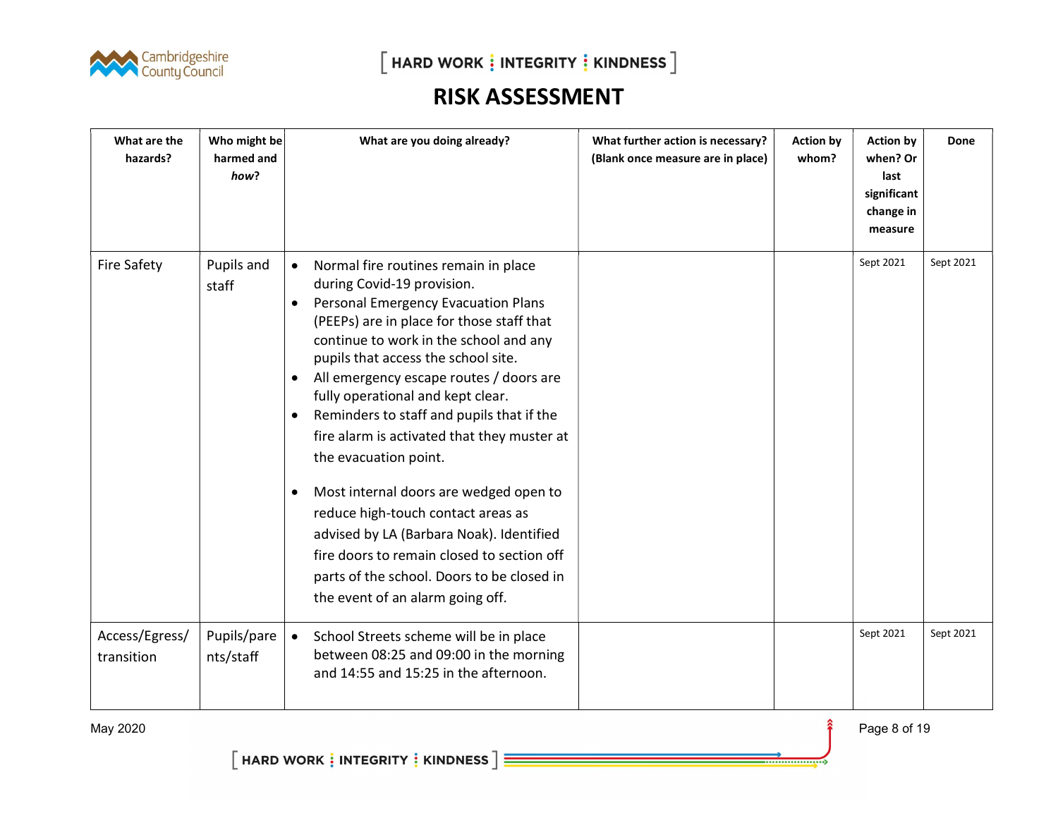# RISK ASSESSMENT

| What are the hazards? | Who might be harmed and *how*? | What are you doing already? | What further action is necessary? (Blank once measure are in place) | Action by whom? | Action by when? Or last significant change in measure | Done |
|---|---|---|---|---|---|---|
| Fire Safety | Pupils and staff | • Normal fire routines remain in place during Covid-19 provision.<br>• Personal Emergency Evacuation Plans (PEEPs) are in place for those staff that continue to work in the school and any pupils that access the school site.<br>• All emergency escape routes / doors are fully operational and kept clear.<br>• Reminders to staff and pupils that if the fire alarm is activated that they muster at the evacuation point.<br>• Most internal doors are wedged open to reduce high-touch contact areas as advised by LA (Barbara Noak). Identified fire doors to remain closed to section off parts of the school. Doors to be closed in the event of an alarm going off. | | | Sept 2021 | Sept 2021 |
| Access/Egress/ transition | Pupils/parents/staff | • School Streets scheme will be in place between 08:25 and 09:00 in the morning and 14:55 and 15:25 in the afternoon. | | | Sept 2021 | Sept 2021 |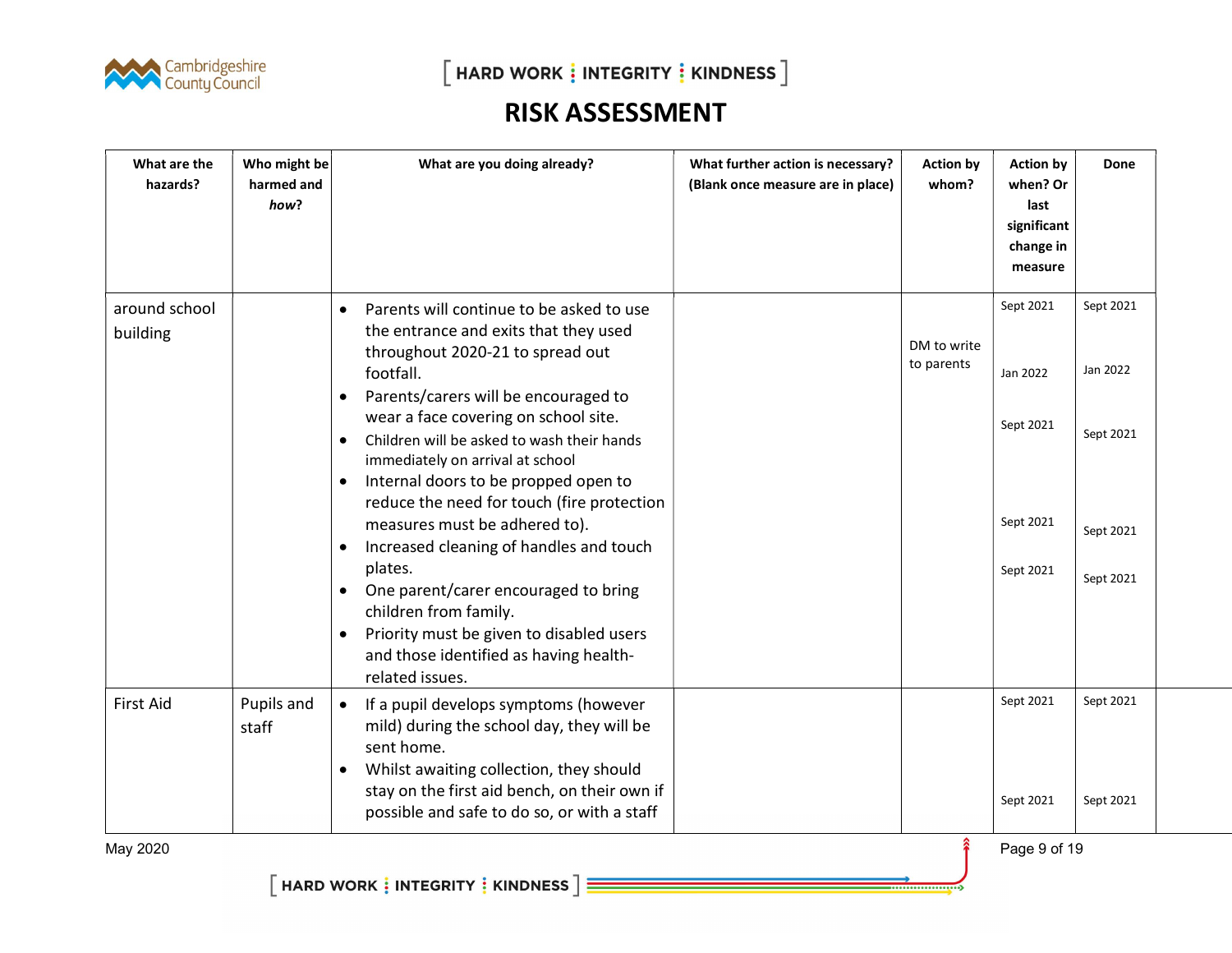# RISK ASSESSMENT

| What are the hazards? | Who might be harmed and *how*? | What are you doing already? | What further action is necessary? (Blank once measure are in place) | Action by whom? | Action by when? Or last significant change in measure | Done |
|---|---|---|---|---|---|---|
| around school building | | • Parents will continue to be asked to use the entrance and exits that they used throughout 2020-21 to spread out footfall.<br>• Parents/carers will be encouraged to wear a face covering on school site.<br>• Children will be asked to wash their hands immediately on arrival at school<br>• Internal doors to be propped open to reduce the need for touch (fire protection measures must be adhered to).<br>• Increased cleaning of handles and touch plates.<br>• One parent/carer encouraged to bring children from family.<br>• Priority must be given to disabled users and those identified as having health-related issues. | | DM to write to parents | Sept 2021<br>Jan 2022<br>Sept 2021<br>Sept 2021<br>Sept 2021 | Sept 2021<br>Jan 2022<br>Sept 2021<br>Sept 2021<br>Sept 2021 |
| First Aid | Pupils and staff | • If a pupil develops symptoms (however mild) during the school day, they will be sent home.<br>• Whilst awaiting collection, they should stay on the first aid bench, on their own if possible and safe to do so, or with a staff | | | Sept 2021<br>Sept 2021 | Sept 2021<br>Sept 2021 |

May 2020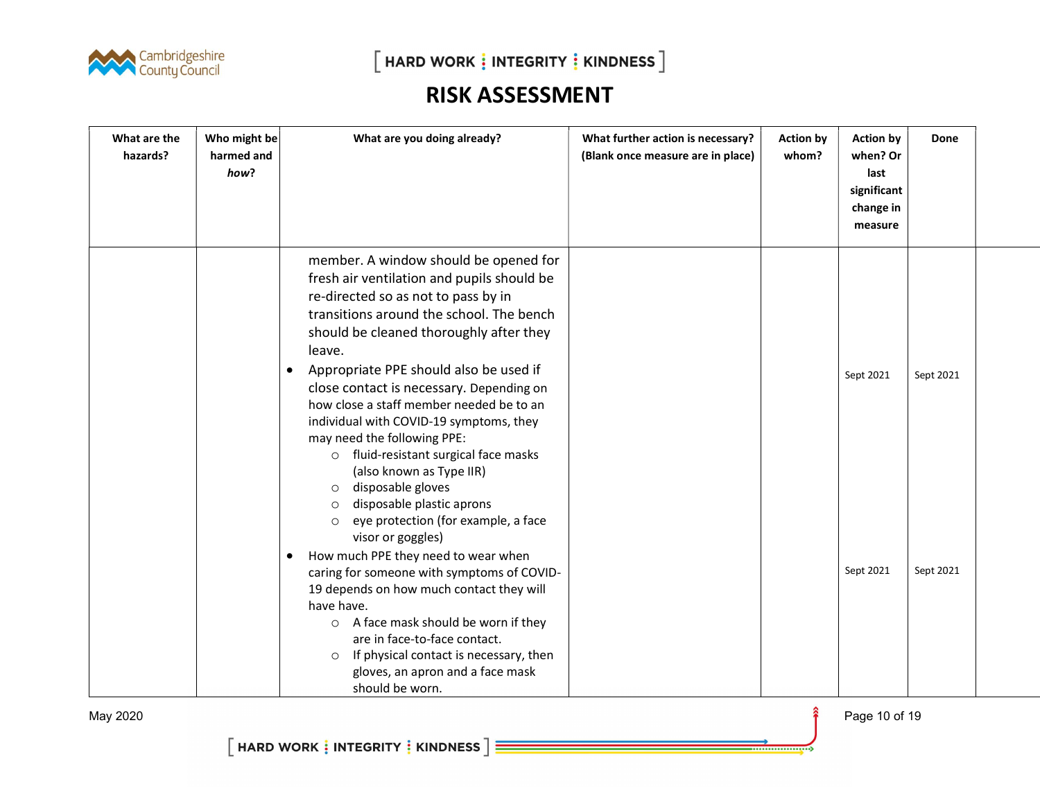# RISK ASSESSMENT

| What are the hazards? | Who might be harmed and *how*? | What are you doing already? | What further action is necessary? (Blank once measure are in place) | Action by whom? | Action by when? Or last significant change in measure | Done |
|---|---|---|---|---|---|---|
| | | member. A window should be opened for fresh air ventilation and pupils should be re-directed so as not to pass by in transitions around the school. The bench should be cleaned thoroughly after they leave.<br>• Appropriate PPE should also be used if close contact is necessary. Depending on how close a staff member needed be to an individual with COVID-19 symptoms, they may need the following PPE:<br>  ○ fluid-resistant surgical face masks (also known as Type IIR)<br>  ○ disposable gloves<br>  ○ disposable plastic aprons<br>  ○ eye protection (for example, a face visor or goggles)<br>• How much PPE they need to wear when caring for someone with symptoms of COVID-19 depends on how much contact they will have have.<br>  ○ A face mask should be worn if they are in face-to-face contact.<br>  ○ If physical contact is necessary, then gloves, an apron and a face mask should be worn. | | | Sept 2021<br><br>Sept 2021 | Sept 2021<br><br>Sept 2021 |

May 2020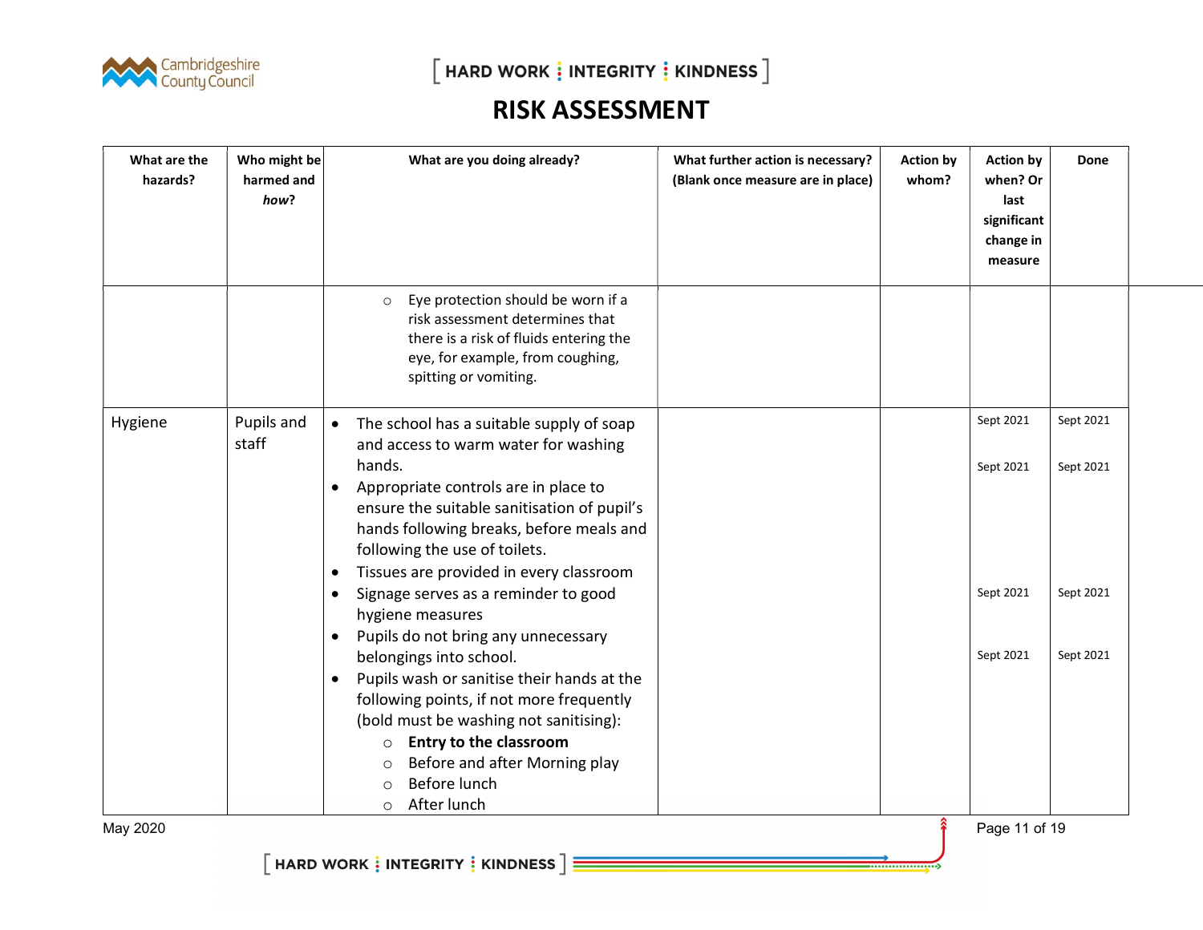# RISK ASSESSMENT

| What are the hazards? | Who might be harmed and *how*? | What are you doing already? | What further action is necessary? (Blank once measure are in place) | Action by whom? | Action by when? Or last significant change in measure | Done |
|---|---|---|---|---|---|---|
| | | ○ Eye protection should be worn if a risk assessment determines that there is a risk of fluids entering the eye, for example, from coughing, spitting or vomiting. | | | | |
| Hygiene | Pupils and staff | • The school has a suitable supply of soap and access to warm water for washing hands.<br>• Appropriate controls are in place to ensure the suitable sanitisation of pupil's hands following breaks, before meals and following the use of toilets.<br>• Tissues are provided in every classroom<br>• Signage serves as a reminder to good hygiene measures<br>• Pupils do not bring any unnecessary belongings into school.<br>• Pupils wash or sanitise their hands at the following points, if not more frequently (bold must be washing not sanitising):<br>○ **Entry to the classroom**<br>○ Before and after Morning play<br>○ Before lunch<br>○ After lunch | | | Sept 2021<br>Sept 2021<br>Sept 2021<br>Sept 2021 | Sept 2021<br>Sept 2021<br>Sept 2021<br>Sept 2021 |

May 2020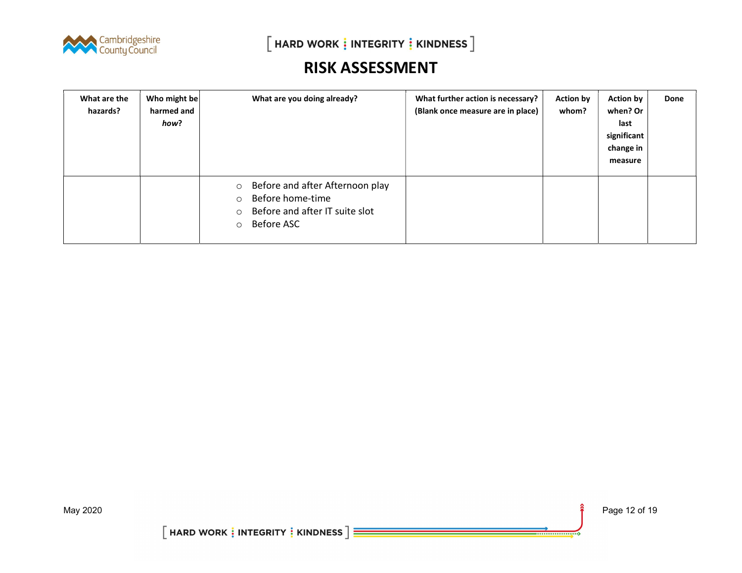# RISK ASSESSMENT

| What are the hazards? | Who might be harmed and *how*? | What are you doing already? | What further action is necessary? (Blank once measure are in place) | Action by whom? | Action by when? Or last significant change in measure | Done |
|---|---|---|---|---|---|---|
| | | ○ Before and after Afternoon play<br>○ Before home-time<br>○ Before and after IT suite slot<br>○ Before ASC | | | | |

May 2020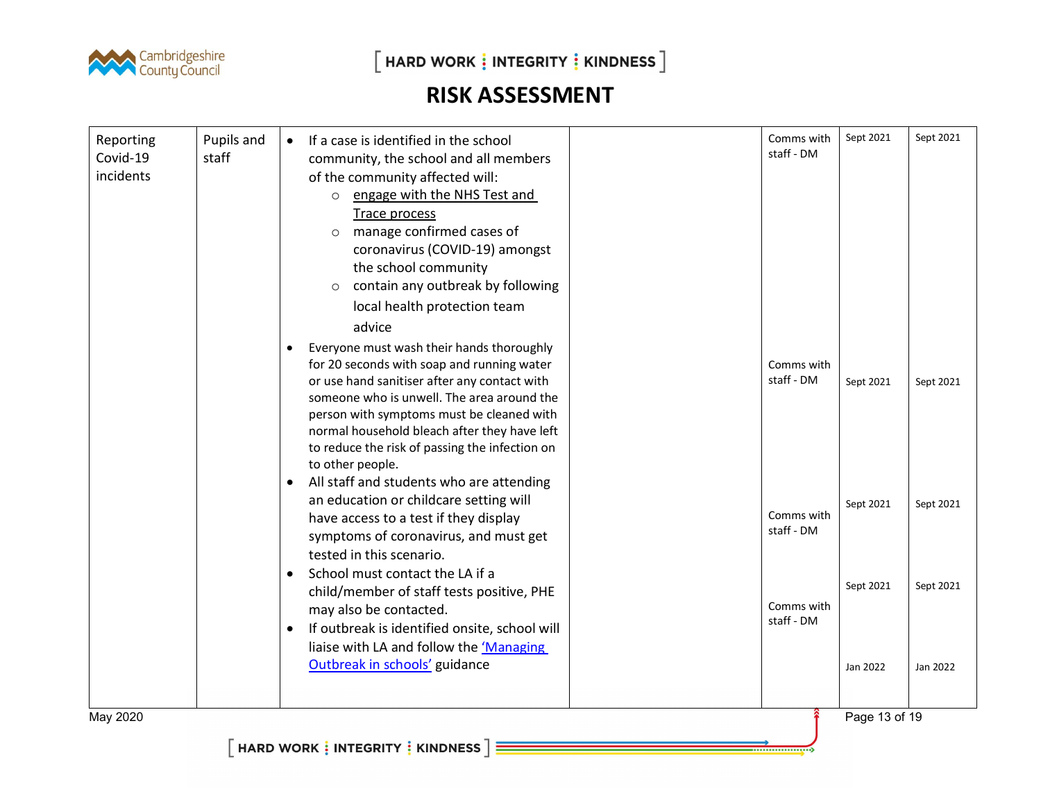# RISK ASSESSMENT

| | | | | | | |
|---|---|---|---|---|---|---|
| Reporting Covid-19 incidents | Pupils and staff | • If a case is identified in the school community, the school and all members of the community affected will:<br>  ○ engage with the NHS Test and Trace process<br>  ○ manage confirmed cases of coronavirus (COVID-19) amongst the school community<br>  ○ contain any outbreak by following local health protection team advice | | Comms with staff - DM | Sept 2021 | Sept 2021 |
| | | • Everyone must wash their hands thoroughly for 20 seconds with soap and running water or use hand sanitiser after any contact with someone who is unwell. The area around the person with symptoms must be cleaned with normal household bleach after they have left to reduce the risk of passing the infection on to other people. | | Comms with staff - DM | Sept 2021 | Sept 2021 |
| | | • All staff and students who are attending an education or childcare setting will have access to a test if they display symptoms of coronavirus, and must get tested in this scenario. | | Comms with staff - DM | Sept 2021 | Sept 2021 |
| | | • School must contact the LA if a child/member of staff tests positive, PHE may also be contacted. | | Comms with staff - DM | Sept 2021 | Sept 2021 |
| | | • If outbreak is identified onsite, school will liaise with LA and follow the 'Managing Outbreak in schools' guidance | | | Jan 2022 | Jan 2022 |

May 2020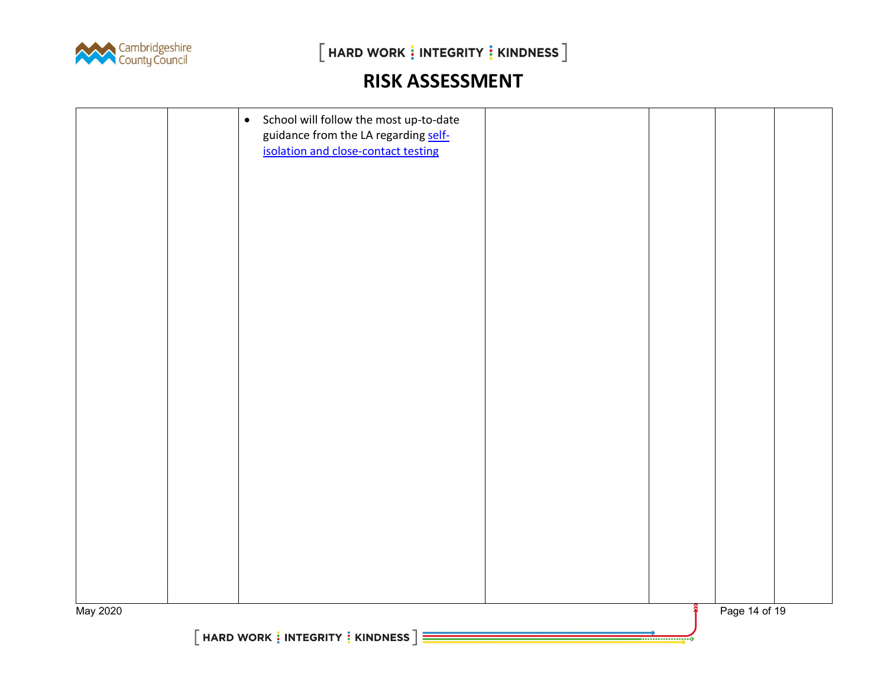# RISK ASSESSMENT

| | | | | | | |
|---|---|---|---|---|---|---|
| | | • School will follow the most up-to-date guidance from the LA regarding self-isolation and close-contact testing | | | | |

May 2020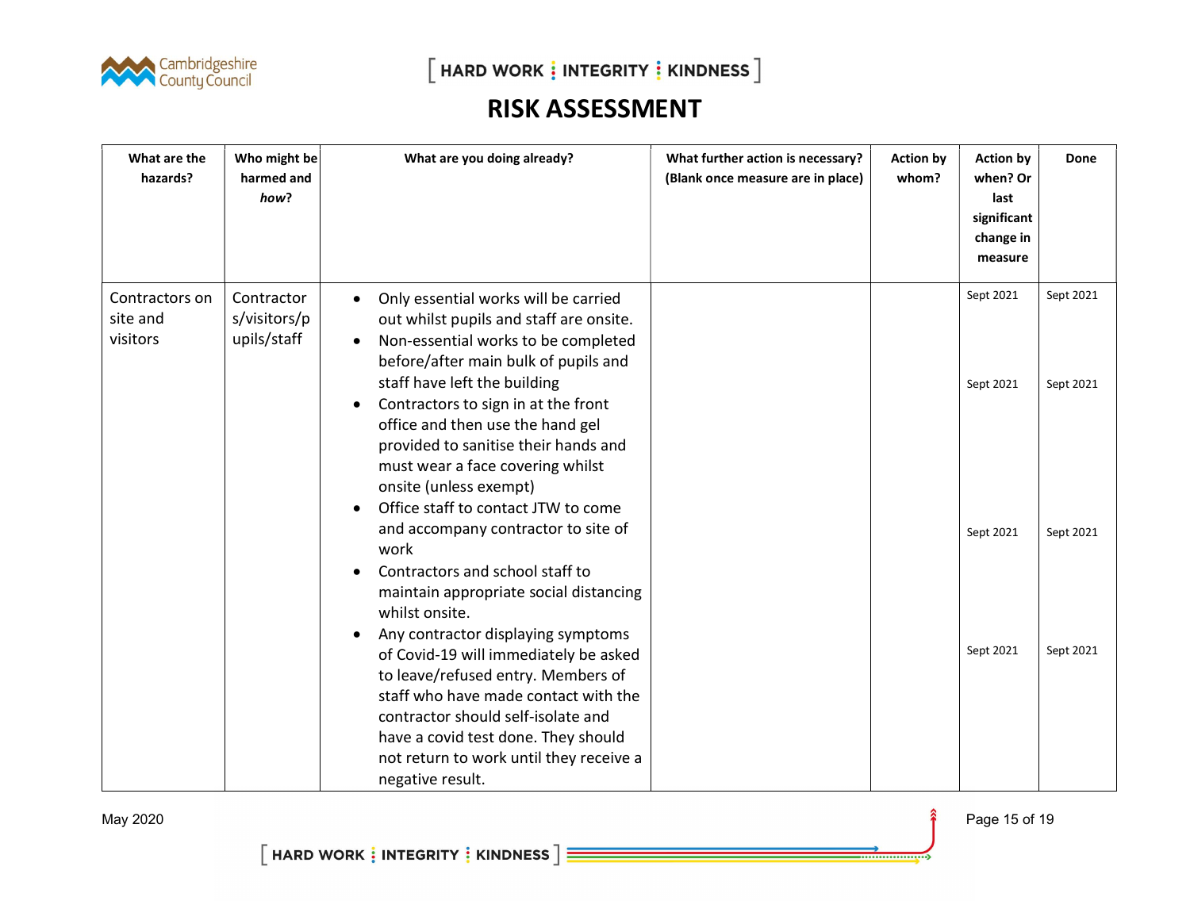# RISK ASSESSMENT

| What are the hazards? | Who might be harmed and *how*? | What are you doing already? | What further action is necessary? (Blank once measure are in place) | Action by whom? | Action by when? Or last significant change in measure | Done |
|---|---|---|---|---|---|---|
| Contractors on site and visitors | Contractors/visitors/pupils/staff | • Only essential works will be carried out whilst pupils and staff are onsite.<br>• Non-essential works to be completed before/after main bulk of pupils and staff have left the building<br>• Contractors to sign in at the front office and then use the hand gel provided to sanitise their hands and must wear a face covering whilst onsite (unless exempt)<br>• Office staff to contact JTW to come and accompany contractor to site of work<br>• Contractors and school staff to maintain appropriate social distancing whilst onsite.<br>• Any contractor displaying symptoms of Covid-19 will immediately be asked to leave/refused entry. Members of staff who have made contact with the contractor should self-isolate and have a covid test done. They should not return to work until they receive a negative result. | | | Sept 2021<br>Sept 2021<br>Sept 2021<br>Sept 2021 | Sept 2021<br>Sept 2021<br>Sept 2021<br>Sept 2021 |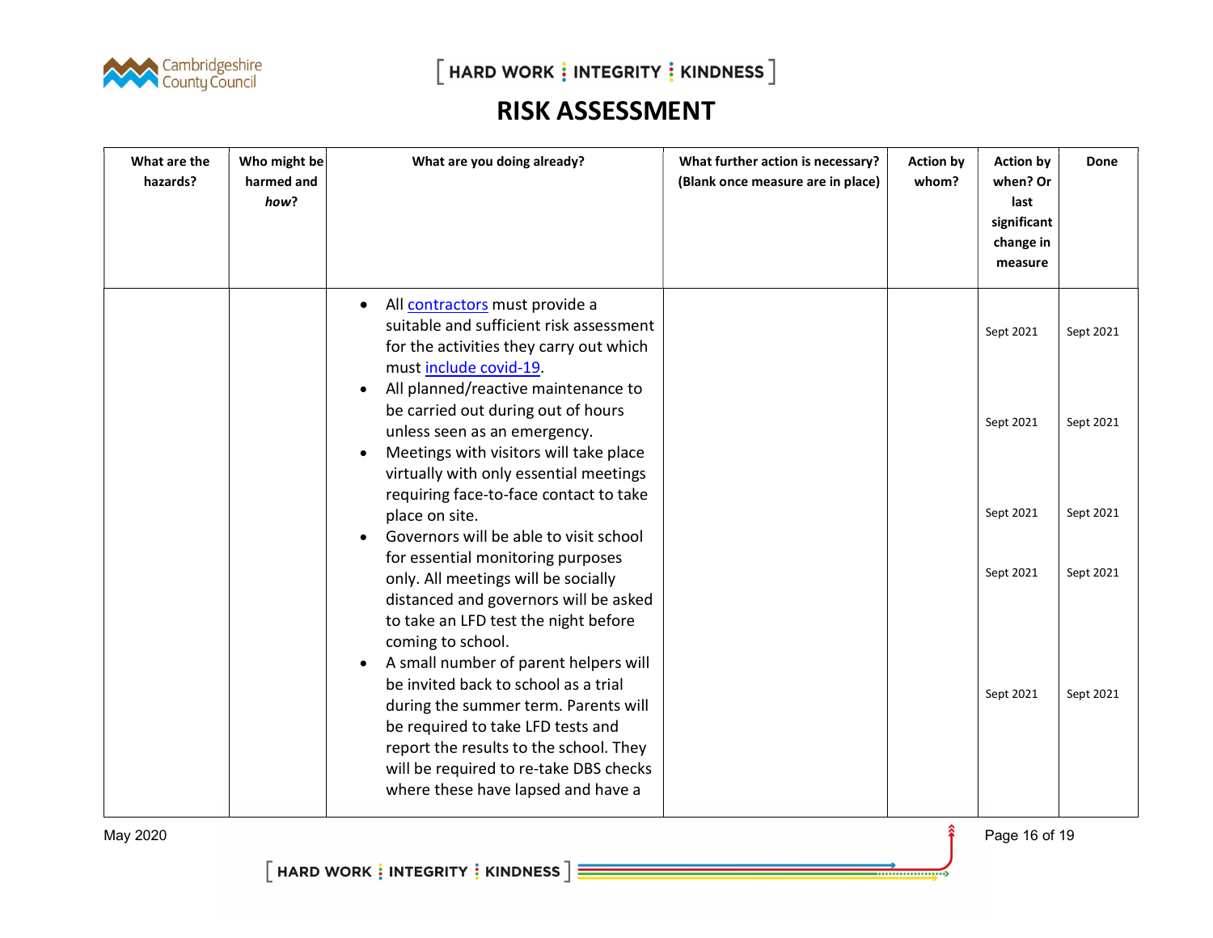# RISK ASSESSMENT

| What are the hazards? | Who might be harmed and *how*? | What are you doing already? | What further action is necessary? (Blank once measure are in place) | Action by whom? | Action by when? Or last significant change in measure | Done |
|---|---|---|---|---|---|---|
| | | • All contractors must provide a suitable and sufficient risk assessment for the activities they carry out which must include covid-19.<br>• All planned/reactive maintenance to be carried out during out of hours unless seen as an emergency.<br>• Meetings with visitors will take place virtually with only essential meetings requiring face-to-face contact to take place on site.<br>• Governors will be able to visit school for essential monitoring purposes only. All meetings will be socially distanced and governors will be asked to take an LFD test the night before coming to school.<br>• A small number of parent helpers will be invited back to school as a trial during the summer term. Parents will be required to take LFD tests and report the results to the school. They will be required to re-take DBS checks where these have lapsed and have a | | | Sept 2021<br>Sept 2021<br>Sept 2021<br>Sept 2021<br>Sept 2021 | Sept 2021<br>Sept 2021<br>Sept 2021<br>Sept 2021<br>Sept 2021 |

May 2020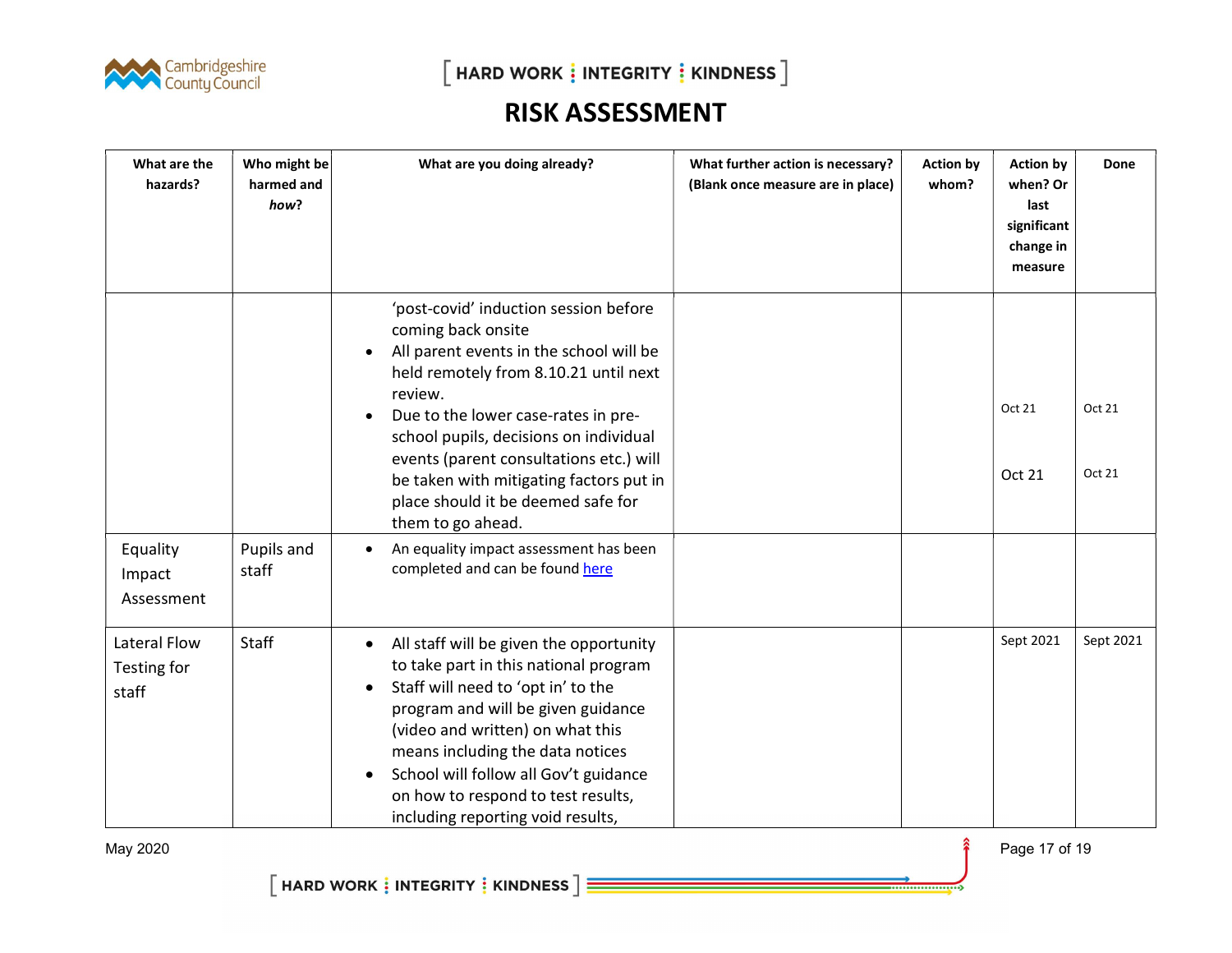# RISK ASSESSMENT

| What are the hazards? | Who might be harmed and *how*? | What are you doing already? | What further action is necessary? (Blank once measure are in place) | Action by whom? | Action by when? Or last significant change in measure | Done |
|---|---|---|---|---|---|---|
| | | 'post-covid' induction session before coming back onsite<br>• All parent events in the school will be held remotely from 8.10.21 until next review.<br>• Due to the lower case-rates in pre-school pupils, decisions on individual events (parent consultations etc.) will be taken with mitigating factors put in place should it be deemed safe for them to go ahead. | | | Oct 21<br><br>Oct 21 | Oct 21<br><br>Oct 21 |
| Equality Impact Assessment | Pupils and staff | • An equality impact assessment has been completed and can be found here | | | | |
| Lateral Flow Testing for staff | Staff | • All staff will be given the opportunity to take part in this national program<br>• Staff will need to 'opt in' to the program and will be given guidance (video and written) on what this means including the data notices<br>• School will follow all Gov't guidance on how to respond to test results, including reporting void results, | | | Sept 2021 | Sept 2021 |

May 2020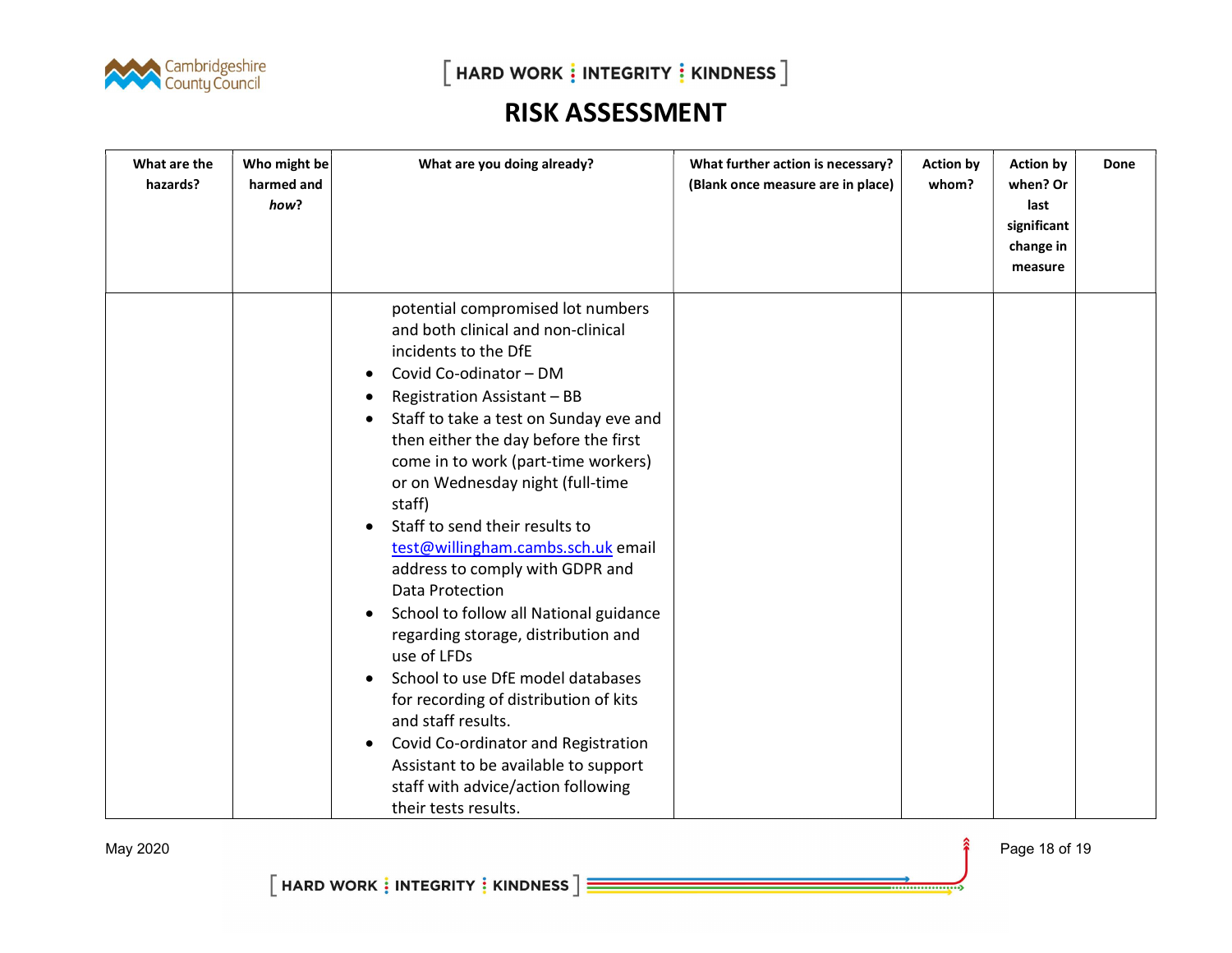# RISK ASSESSMENT

| What are the hazards? | Who might be harmed and *how*? | What are you doing already? | What further action is necessary? (Blank once measure are in place) | Action by whom? | Action by when? Or last significant change in measure | Done |
|---|---|---|---|---|---|---|
| | | potential compromised lot numbers and both clinical and non-clinical incidents to the DfE<br>• Covid Co-odinator – DM<br>• Registration Assistant – BB<br>• Staff to take a test on Sunday eve and then either the day before the first come in to work (part-time workers) or on Wednesday night (full-time staff)<br>• Staff to send their results to test@willingham.cambs.sch.uk email address to comply with GDPR and Data Protection<br>• School to follow all National guidance regarding storage, distribution and use of LFDs<br>• School to use DfE model databases for recording of distribution of kits and staff results.<br>• Covid Co-ordinator and Registration Assistant to be available to support staff with advice/action following their tests results. | | | | |

May 2020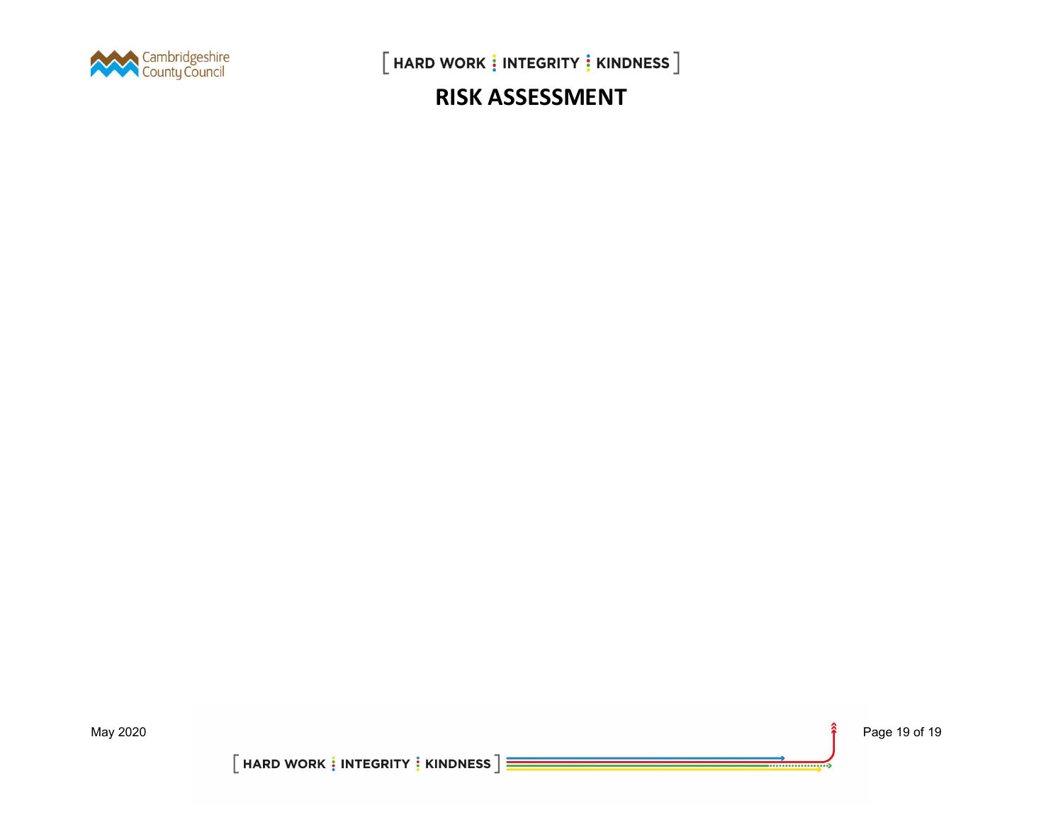# RISK ASSESSMENT